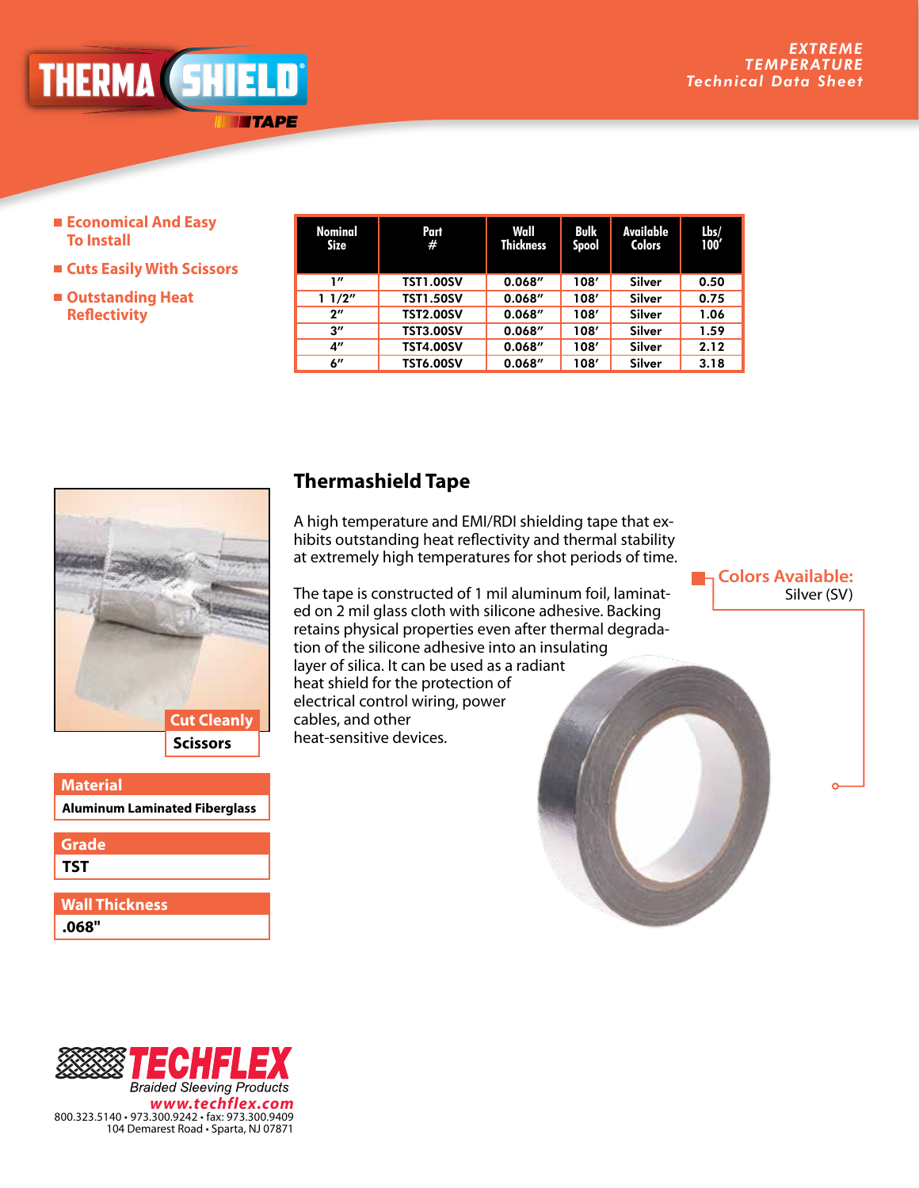# THERMA SHIELD TAPE

*EXTREME TEMPERATURE Technical Data Sheet*

- **Economical And Easy To Install**
- **Cuts Easily With Scissors**
- **Outstanding Heat Reflectivity**

| Nominal Size | Part # | Wall Thickness | Bulk Spool | Available Colors | Lbs/ 100′ |
|---|---|---|---|---|---|
| 1″ | TST1.00SV | 0.068″ | 108′ | Silver | 0.50 |
| 1 1/2″ | TST1.50SV | 0.068″ | 108′ | Silver | 0.75 |
| 2″ | TST2.00SV | 0.068″ | 108′ | Silver | 1.06 |
| 3″ | TST3.00SV | 0.068″ | 108′ | Silver | 1.59 |
| 4″ | TST4.00SV | 0.068″ | 108′ | Silver | 2.12 |
| 6″ | TST6.00SV | 0.068″ | 108′ | Silver | 3.18 |

## Thermashield Tape

A high temperature and EMI/RDI shielding tape that exhibits outstanding heat reflectivity and thermal stability at extremely high temperatures for shot periods of time.

The tape is constructed of 1 mil aluminum foil, laminated on 2 mil glass cloth with silicone adhesive. Backing retains physical properties even after thermal degradation of the silicone adhesive into an insulating layer of silica. It can be used as a radiant heat shield for the protection of electrical control wiring, power cables, and other heat-sensitive devices.

**Colors Available:**
Silver (SV)

**Cut Cleanly**
**Scissors**

**Material**
**Aluminum Laminated Fiberglass**

**Grade**
**TST**

**Wall Thickness**
**.068"**

**TECHFLEX**
*Braided Sleeving Products*
**www.techflex.com**
800.323.5140 • 973.300.9242 • fax: 973.300.9409
104 Demarest Road • Sparta, NJ 07871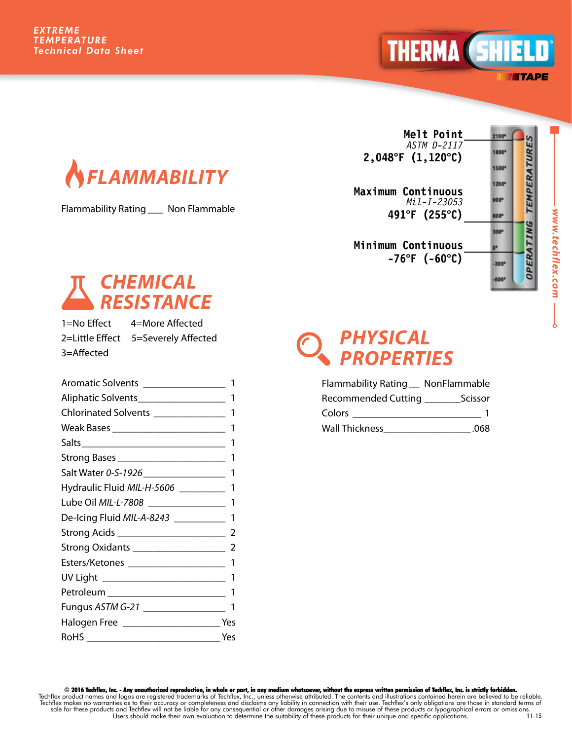*EXTREME TEMPERATURE Technical Data Sheet*

**THERMA SHIELD® TAPE**

# FLAMMABILITY

Flammability Rating ___ Non Flammable

**Melt Point**
*ASTM D-2117*
**2,048°F (1,120°C)**

**Maximum Continuous**
*Mil-I-23053*
**491°F (255°C)**

**Minimum Continuous**
**-76°F (-60°C)**

OPERATING TEMPERATURES
2100°
1800°
1500°
1200°
900°
600°
300°
0°
-300°
-600°

# CHEMICAL RESISTANCE

1=No Effect
2=Little Effect
3=Affected
4=More Affected
5=Severely Affected

| | |
|---|---|
| Aromatic Solvents | 1 |
| Aliphatic Solvents | 1 |
| Chlorinated Solvents | 1 |
| Weak Bases | 1 |
| Salts | 1 |
| Strong Bases | 1 |
| Salt Water *0-S-1926* | 1 |
| Hydraulic Fluid *MIL-H-5606* | 1 |
| Lube Oil *MIL-L-7808* | 1 |
| De-Icing Fluid *MIL-A-8243* | 1 |
| Strong Acids | 2 |
| Strong Oxidants | 2 |
| Esters/Ketones | 1 |
| UV Light | 1 |
| Petroleum | 1 |
| Fungus *ASTM G-21* | 1 |
| Halogen Free | Yes |
| RoHS | Yes |

# PHYSICAL PROPERTIES

| | |
|---|---|
| Flammability Rating | NonFlammable |
| Recommended Cutting | Scissor |
| Colors | 1 |
| Wall Thickness | .068 |

www.techflex.com

**© 2016 Techflex, Inc. - Any unauthorized reproduction, in whole or part, in any medium whatsoever, without the express written permission of Techflex, Inc. is strictly forbidden.**
Techflex product names and logos are registered trademarks of Techflex, Inc., unless otherwise attributed. The contents and illustrations contained herein are believed to be reliable. Techflex makes no warranties as to their accuracy or completeness and disclaims any liability in connection with their use. Techflex's only obligations are those in standard terms of sale for these products and Techflex will not be liable for any consequential or other damages arising due to misuse of these products or typographical errors or omissions. Users should make their own evaluation to determine the suitability of these products for their unique and specific applications.

11-15